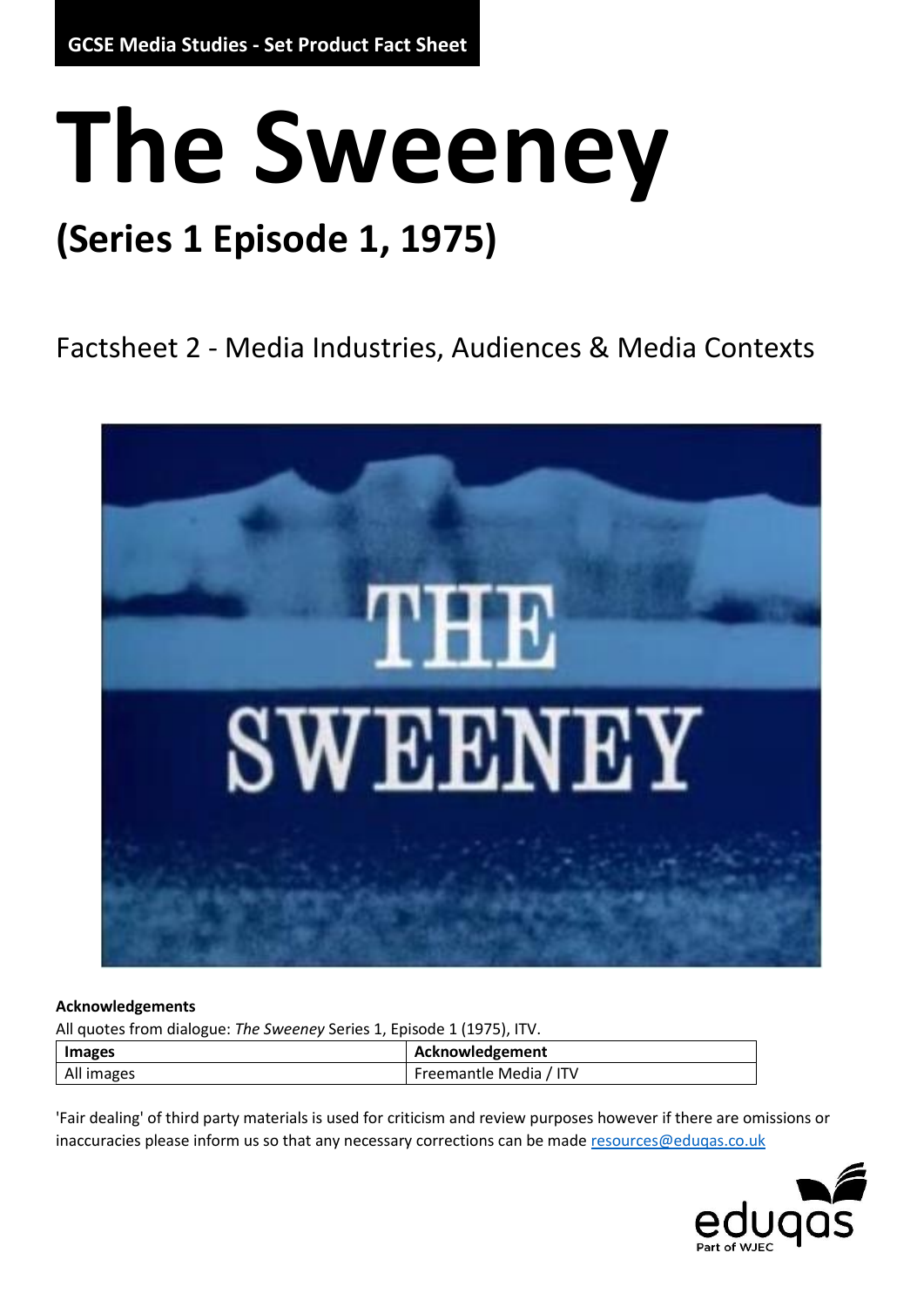GCSE Media Studies - Set Product Fact Sheet

# The Sweeney

## (Series 1 Episode 1, 1975)

Factsheet 2 - Media Industries, Audiences & Media Contexts

**Acknowledgements**

All quotes from dialogue: *The Sweeney* Series 1, Episode 1 (1975), ITV.

| Images | Acknowledgement |
| --- | --- |
| All images | Freemantle Media / ITV |

'Fair dealing' of third party materials is used for criticism and review purposes however if there are omissions or inaccuracies please inform us so that any necessary corrections can be made resources@eduqas.co.uk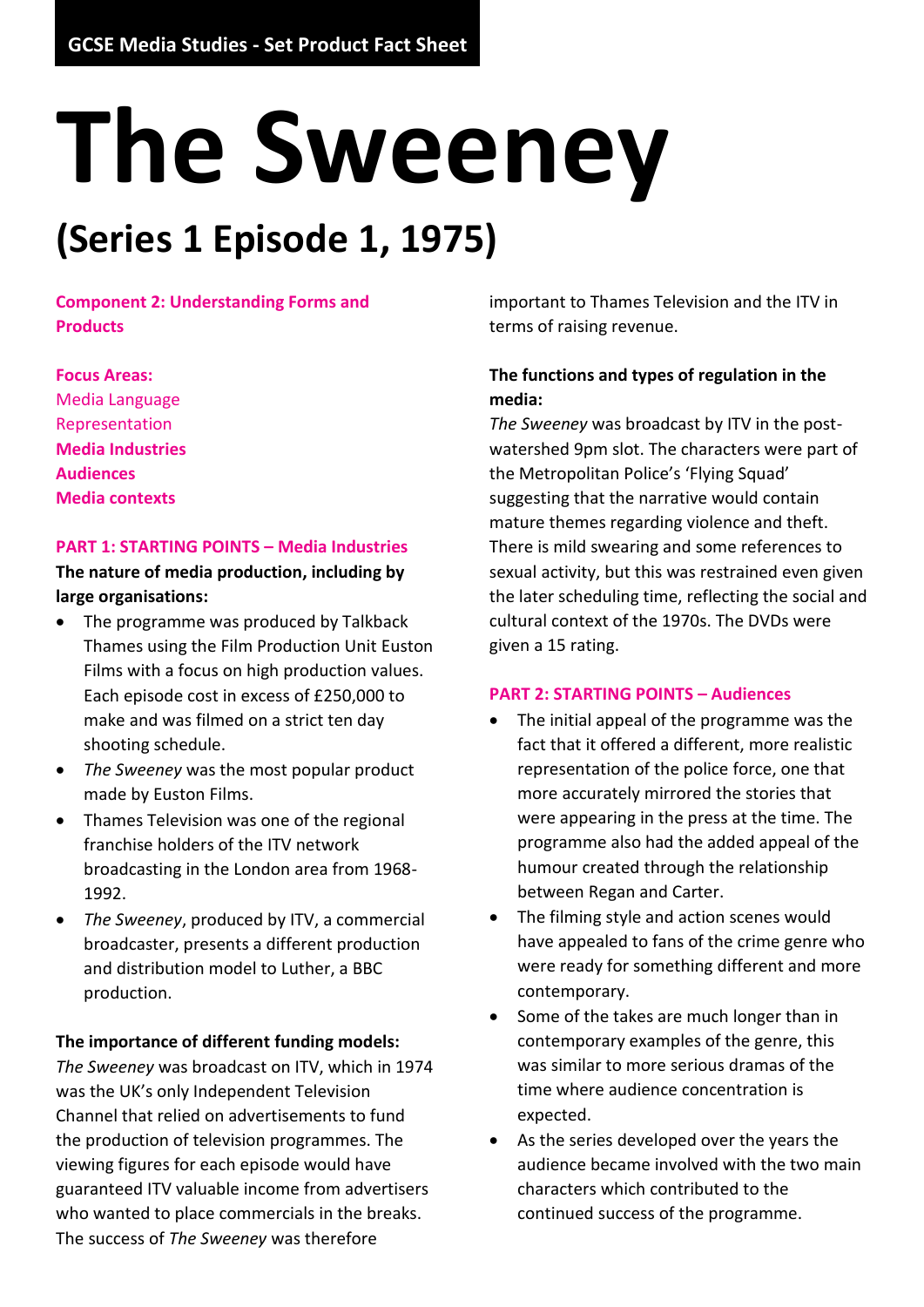GCSE Media Studies - Set Product Fact Sheet

# The Sweeney

## (Series 1 Episode 1, 1975)

**Component 2: Understanding Forms and Products**

**Focus Areas:**
Media Language
Representation
**Media Industries**
**Audiences**
**Media contexts**

### PART 1: STARTING POINTS – Media Industries

**The nature of media production, including by large organisations:**

- The programme was produced by Talkback Thames using the Film Production Unit Euston Films with a focus on high production values. Each episode cost in excess of £250,000 to make and was filmed on a strict ten day shooting schedule.
- *The Sweeney* was the most popular product made by Euston Films.
- Thames Television was one of the regional franchise holders of the ITV network broadcasting in the London area from 1968-1992.
- *The Sweeney*, produced by ITV, a commercial broadcaster, presents a different production and distribution model to Luther, a BBC production.

**The importance of different funding models:**
*The Sweeney* was broadcast on ITV, which in 1974 was the UK's only Independent Television Channel that relied on advertisements to fund the production of television programmes. The viewing figures for each episode would have guaranteed ITV valuable income from advertisers who wanted to place commercials in the breaks. The success of *The Sweeney* was therefore important to Thames Television and the ITV in terms of raising revenue.

**The functions and types of regulation in the media:**
*The Sweeney* was broadcast by ITV in the post-watershed 9pm slot. The characters were part of the Metropolitan Police's 'Flying Squad' suggesting that the narrative would contain mature themes regarding violence and theft. There is mild swearing and some references to sexual activity, but this was restrained even given the later scheduling time, reflecting the social and cultural context of the 1970s. The DVDs were given a 15 rating.

### PART 2: STARTING POINTS – Audiences

- The initial appeal of the programme was the fact that it offered a different, more realistic representation of the police force, one that more accurately mirrored the stories that were appearing in the press at the time. The programme also had the added appeal of the humour created through the relationship between Regan and Carter.
- The filming style and action scenes would have appealed to fans of the crime genre who were ready for something different and more contemporary.
- Some of the takes are much longer than in contemporary examples of the genre, this was similar to more serious dramas of the time where audience concentration is expected.
- As the series developed over the years the audience became involved with the two main characters which contributed to the continued success of the programme.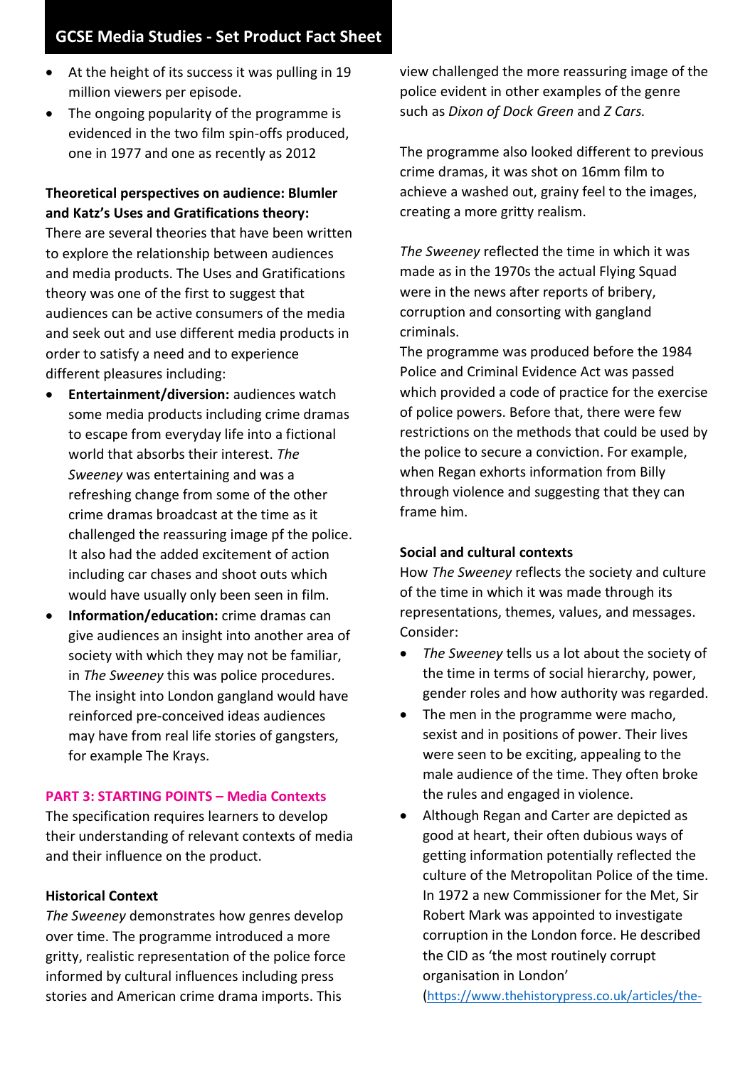- At the height of its success it was pulling in 19 million viewers per episode.
- The ongoing popularity of the programme is evidenced in the two film spin-offs produced, one in 1977 and one as recently as 2012

**Theoretical perspectives on audience: Blumler and Katz's Uses and Gratifications theory:**
There are several theories that have been written to explore the relationship between audiences and media products. The Uses and Gratifications theory was one of the first to suggest that audiences can be active consumers of the media and seek out and use different media products in order to satisfy a need and to experience different pleasures including:

- **Entertainment/diversion:** audiences watch some media products including crime dramas to escape from everyday life into a fictional world that absorbs their interest. *The Sweeney* was entertaining and was a refreshing change from some of the other crime dramas broadcast at the time as it challenged the reassuring image pf the police. It also had the added excitement of action including car chases and shoot outs which would have usually only been seen in film.
- **Information/education:** crime dramas can give audiences an insight into another area of society with which they may not be familiar, in *The Sweeney* this was police procedures. The insight into London gangland would have reinforced pre-conceived ideas audiences may have from real life stories of gangsters, for example The Krays.

## PART 3: STARTING POINTS – Media Contexts

The specification requires learners to develop their understanding of relevant contexts of media and their influence on the product.

**Historical Context**

*The Sweeney* demonstrates how genres develop over time. The programme introduced a more gritty, realistic representation of the police force informed by cultural influences including press stories and American crime drama imports. This view challenged the more reassuring image of the police evident in other examples of the genre such as *Dixon of Dock Green* and *Z Cars.*

The programme also looked different to previous crime dramas, it was shot on 16mm film to achieve a washed out, grainy feel to the images, creating a more gritty realism.

*The Sweeney* reflected the time in which it was made as in the 1970s the actual Flying Squad were in the news after reports of bribery, corruption and consorting with gangland criminals.
The programme was produced before the 1984 Police and Criminal Evidence Act was passed which provided a code of practice for the exercise of police powers. Before that, there were few restrictions on the methods that could be used by the police to secure a conviction. For example, when Regan exhorts information from Billy through violence and suggesting that they can frame him.

**Social and cultural contexts**

How *The Sweeney* reflects the society and culture of the time in which it was made through its representations, themes, values, and messages. Consider:

- *The Sweeney* tells us a lot about the society of the time in terms of social hierarchy, power, gender roles and how authority was regarded.
- The men in the programme were macho, sexist and in positions of power. Their lives were seen to be exciting, appealing to the male audience of the time. They often broke the rules and engaged in violence.
- Although Regan and Carter are depicted as good at heart, their often dubious ways of getting information potentially reflected the culture of the Metropolitan Police of the time. In 1972 a new Commissioner for the Met, Sir Robert Mark was appointed to investigate corruption in the London force. He described the CID as 'the most routinely corrupt organisation in London' (https://www.thehistorypress.co.uk/articles/the-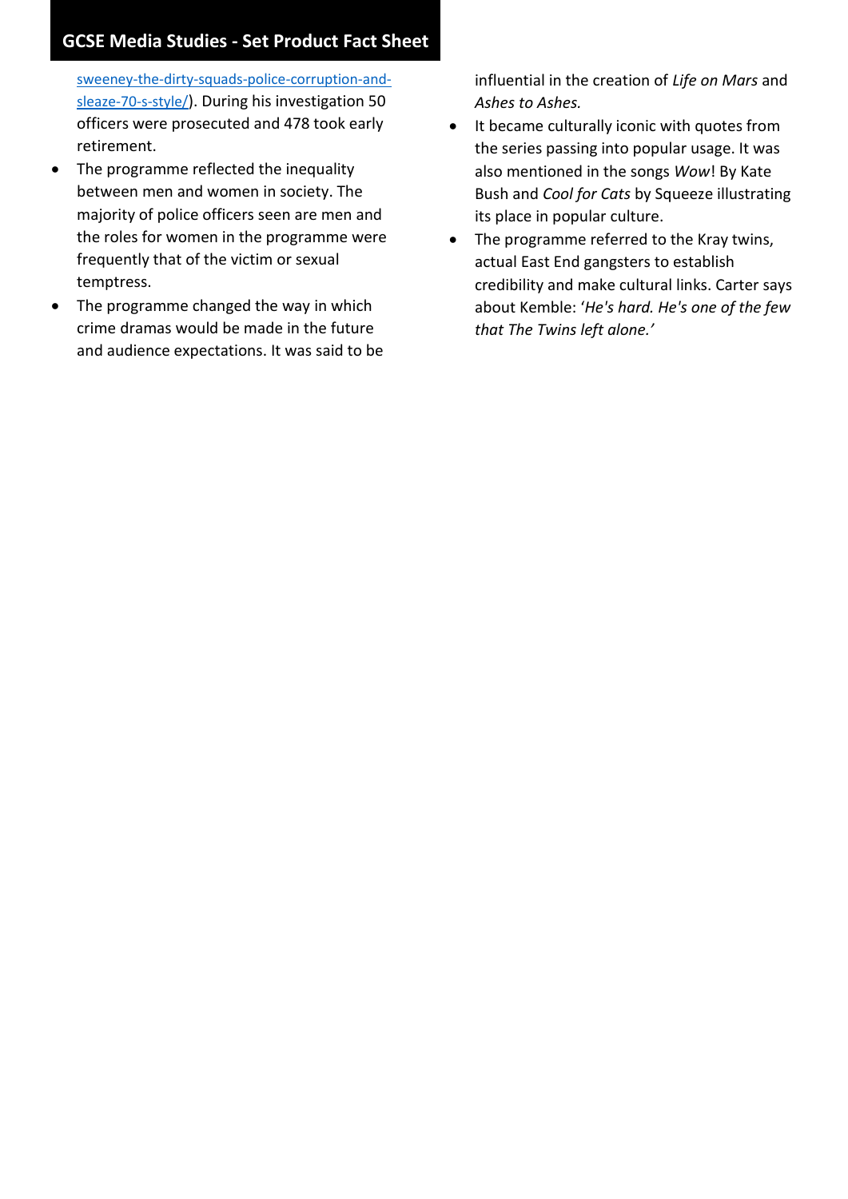sweeney-the-dirty-squads-police-corruption-and-sleaze-70-s-style/). During his investigation 50 officers were prosecuted and 478 took early retirement.

- The programme reflected the inequality between men and women in society. The majority of police officers seen are men and the roles for women in the programme were frequently that of the victim or sexual temptress.
- The programme changed the way in which crime dramas would be made in the future and audience expectations. It was said to be influential in the creation of *Life on Mars* and *Ashes to Ashes.*
- It became culturally iconic with quotes from the series passing into popular usage. It was also mentioned in the songs *Wow*! By Kate Bush and *Cool for Cats* by Squeeze illustrating its place in popular culture.
- The programme referred to the Kray twins, actual East End gangsters to establish credibility and make cultural links. Carter says about Kemble: '*He's hard. He's one of the few that The Twins left alone.'*